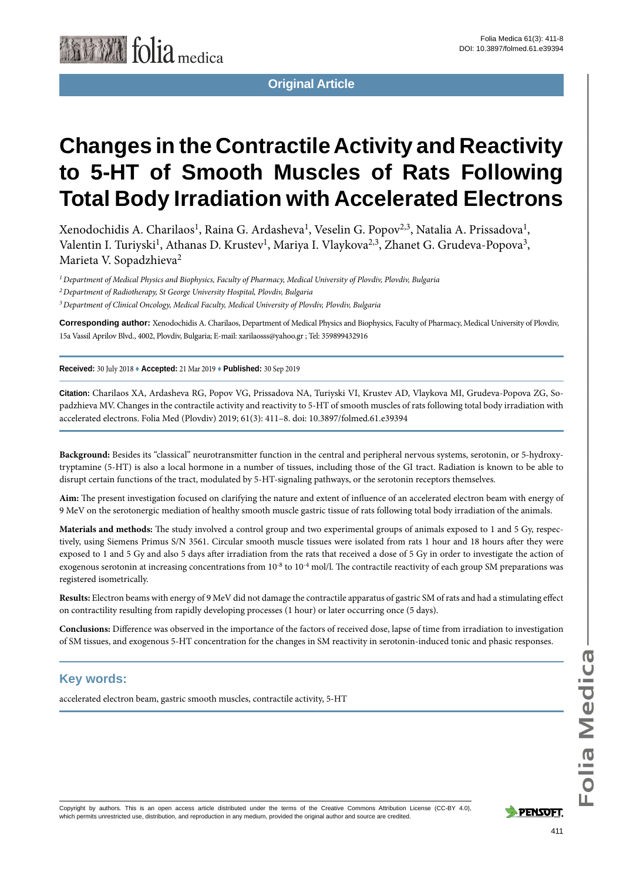Original Article

# Changes in the Contractile Activity and Reactivity to 5-HT of Smooth Muscles of Rats Following Total Body Irradiation with Accelerated Electrons

Xenodochidis A. Charilaos[1], Raina G. Ardasheva[1], Veselin G. Popov[2,3], Natalia A. Prissadova[1], Valentin I. Turiyski[1], Athanas D. Krustev[1], Mariya I. Vlaykova[2,3], Zhanet G. Grudeva-Popova[3], Marieta V. Sopadzhieva[2]

*[1] Department of Medical Physics and Biophysics, Faculty of Pharmacy, Medical University of Plovdiv, Plovdiv, Bulgaria*

*[2] Department of Radiotherapy, St George University Hospital, Plovdiv, Bulgaria*

*[3] Department of Clinical Oncology, Medical Faculty, Medical University of Plovdiv, Plovdiv, Bulgaria*

**Corresponding author:** Xenodochidis A. Charilaos, Department of Medical Physics and Biophysics, Faculty of Pharmacy, Medical University of Plovdiv, 15a Vassil Aprilov Blvd., 4002, Plovdiv, Bulgaria; E-mail: xarilaosss@yahoo.gr ; Tel: 359899432916

**Received:** 30 July 2018 ♦ **Accepted:** 21 Mar 2019 ♦ **Published:** 30 Sep 2019

**Citation:** Charilaos XA, Ardasheva RG, Popov VG, Prissadova NA, Turiyski VI, Krustev AD, Vlaykova MI, Grudeva-Popova ZG, Sopadzhieva MV. Changes in the contractile activity and reactivity to 5-HT of smooth muscles of rats following total body irradiation with accelerated electrons. Folia Med (Plovdiv) 2019; 61(3): 411–8. doi: 10.3897/folmed.61.e39394

**Background:** Besides its "classical" neurotransmitter function in the central and peripheral nervous systems, serotonin, or 5-hydroxytryptamine (5-HT) is also a local hormone in a number of tissues, including those of the GI tract. Radiation is known to be able to disrupt certain functions of the tract, modulated by 5-HT-signaling pathways, or the serotonin receptors themselves.

**Aim:** The present investigation focused on clarifying the nature and extent of influence of an accelerated electron beam with energy of 9 MeV on the serotonergic mediation of healthy smooth muscle gastric tissue of rats following total body irradiation of the animals.

**Materials and methods:** The study involved a control group and two experimental groups of animals exposed to 1 and 5 Gy, respectively, using Siemens Primus S/N 3561. Circular smooth muscle tissues were isolated from rats 1 hour and 18 hours after they were exposed to 1 and 5 Gy and also 5 days after irradiation from the rats that received a dose of 5 Gy in order to investigate the action of exogenous serotonin at increasing concentrations from $10^{-8}$ to $10^{-4}$ mol/l. The contractile reactivity of each group SM preparations was registered isometrically.

**Results:** Electron beams with energy of 9 MeV did not damage the contractile apparatus of gastric SM of rats and had a stimulating effect on contractility resulting from rapidly developing processes (1 hour) or later occurring once (5 days).

**Conclusions:** Difference was observed in the importance of the factors of received dose, lapse of time from irradiation to investigation of SM tissues, and exogenous 5-HT concentration for the changes in SM reactivity in serotonin-induced tonic and phasic responses.

## Key words:

accelerated electron beam, gastric smooth muscles, contractile activity, 5-HT

Copyright by authors. This is an open access article distributed under the terms of the Creative Commons Attribution License (CC-BY 4.0), which permits unrestricted use, distribution, and reproduction in any medium, provided the original author and source are credited.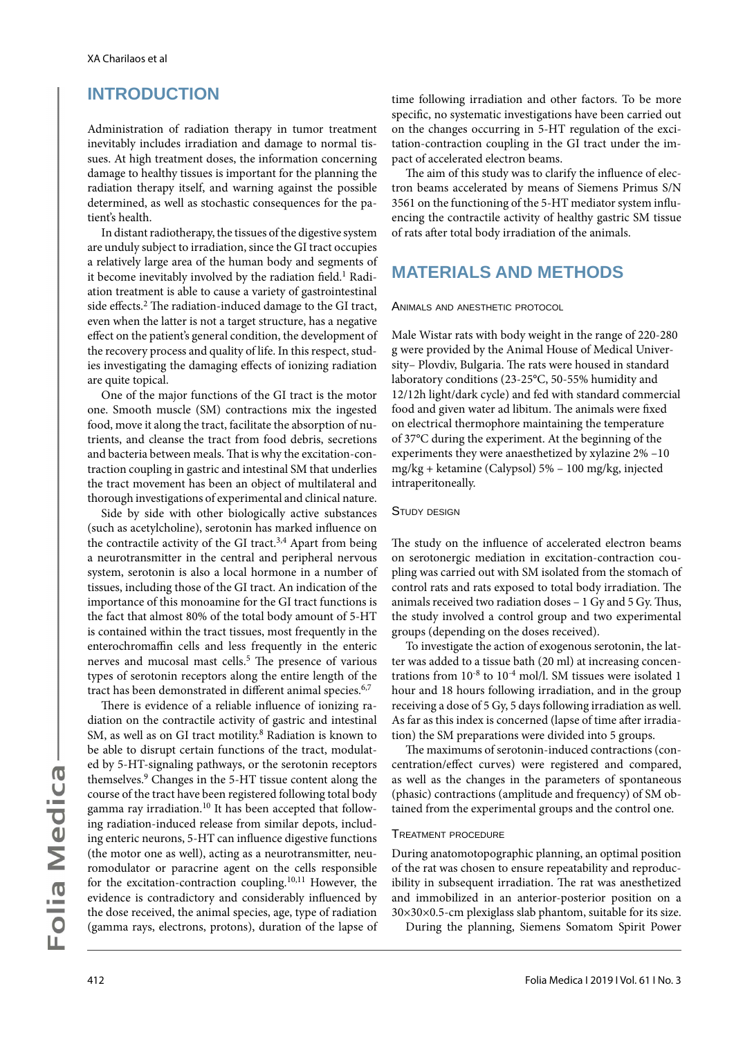## INTRODUCTION

Administration of radiation therapy in tumor treatment inevitably includes irradiation and damage to normal tissues. At high treatment doses, the information concerning damage to healthy tissues is important for the planning the radiation therapy itself, and warning against the possible determined, as well as stochastic consequences for the patient's health.

In distant radiotherapy, the tissues of the digestive system are unduly subject to irradiation, since the GI tract occupies a relatively large area of the human body and segments of it become inevitably involved by the radiation field.[1] Radiation treatment is able to cause a variety of gastrointestinal side effects.[2] The radiation-induced damage to the GI tract, even when the latter is not a target structure, has a negative effect on the patient's general condition, the development of the recovery process and quality of life. In this respect, studies investigating the damaging effects of ionizing radiation are quite topical.

One of the major functions of the GI tract is the motor one. Smooth muscle (SM) contractions mix the ingested food, move it along the tract, facilitate the absorption of nutrients, and cleanse the tract from food debris, secretions and bacteria between meals. That is why the excitation-contraction coupling in gastric and intestinal SM that underlies the tract movement has been an object of multilateral and thorough investigations of experimental and clinical nature.

Side by side with other biologically active substances (such as acetylcholine), serotonin has marked influence on the contractile activity of the GI tract.[3,4] Apart from being a neurotransmitter in the central and peripheral nervous system, serotonin is also a local hormone in a number of tissues, including those of the GI tract. An indication of the importance of this monoamine for the GI tract functions is the fact that almost 80% of the total body amount of 5-HT is contained within the tract tissues, most frequently in the enterochromaffin cells and less frequently in the enteric nerves and mucosal mast cells.[5] The presence of various types of serotonin receptors along the entire length of the tract has been demonstrated in different animal species.[6,7]

There is evidence of a reliable influence of ionizing radiation on the contractile activity of gastric and intestinal SM, as well as on GI tract motility.[8] Radiation is known to be able to disrupt certain functions of the tract, modulated by 5-HT-signaling pathways, or the serotonin receptors themselves.[9] Changes in the 5-HT tissue content along the course of the tract have been registered following total body gamma ray irradiation.[10] It has been accepted that following radiation-induced release from similar depots, including enteric neurons, 5-HT can influence digestive functions (the motor one as well), acting as a neurotransmitter, neuromodulator or paracrine agent on the cells responsible for the excitation-contraction coupling.[10,11] However, the evidence is contradictory and considerably influenced by the dose received, the animal species, age, type of radiation (gamma rays, electrons, protons), duration of the lapse of time following irradiation and other factors. To be more specific, no systematic investigations have been carried out on the changes occurring in 5-HT regulation of the excitation-contraction coupling in the GI tract under the impact of accelerated electron beams.

The aim of this study was to clarify the influence of electron beams accelerated by means of Siemens Primus S/N 3561 on the functioning of the 5-HT mediator system influencing the contractile activity of healthy gastric SM tissue of rats after total body irradiation of the animals.

## MATERIALS AND METHODS

### Animals and anesthetic protocol

Male Wistar rats with body weight in the range of 220-280 g were provided by the Animal House of Medical University– Plovdiv, Bulgaria. The rats were housed in standard laboratory conditions (23-25°C, 50-55% humidity and 12/12h light/dark cycle) and fed with standard commercial food and given water ad libitum. The animals were fixed on electrical thermophore maintaining the temperature of 37°C during the experiment. At the beginning of the experiments they were anaesthetized by xylazine 2% –10 mg/kg + ketamine (Calypsol) 5% – 100 mg/kg, injected intraperitoneally.

### Study design

The study on the influence of accelerated electron beams on serotonergic mediation in excitation-contraction coupling was carried out with SM isolated from the stomach of control rats and rats exposed to total body irradiation. The animals received two radiation doses – 1 Gy and 5 Gy. Thus, the study involved a control group and two experimental groups (depending on the doses received).

To investigate the action of exogenous serotonin, the latter was added to a tissue bath (20 ml) at increasing concentrations from $10^{-8}$ to $10^{-4}$ mol/l. SM tissues were isolated 1 hour and 18 hours following irradiation, and in the group receiving a dose of 5 Gy, 5 days following irradiation as well. As far as this index is concerned (lapse of time after irradiation) the SM preparations were divided into 5 groups.

The maximums of serotonin-induced contractions (concentration/effect curves) were registered and compared, as well as the changes in the parameters of spontaneous (phasic) contractions (amplitude and frequency) of SM obtained from the experimental groups and the control one.

### Treatment procedure

During anatomotopographic planning, an optimal position of the rat was chosen to ensure repeatability and reproducibility in subsequent irradiation. The rat was anesthetized and immobilized in an anterior-posterior position on a 30×30×0.5-cm plexiglass slab phantom, suitable for its size.

During the planning, Siemens Somatom Spirit Power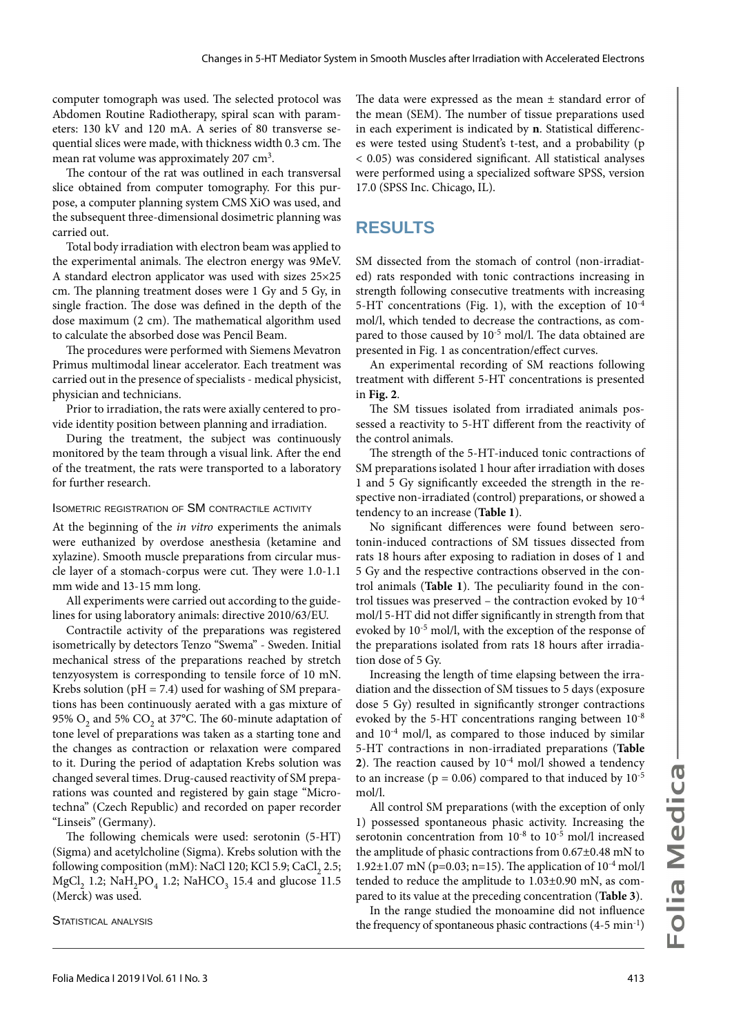computer tomograph was used. The selected protocol was Abdomen Routine Radiotherapy, spiral scan with parameters: 130 kV and 120 mA. A series of 80 transverse sequential slices were made, with thickness width 0.3 cm. The mean rat volume was approximately 207 $cm^3$.

The contour of the rat was outlined in each transversal slice obtained from computer tomography. For this purpose, a computer planning system CMS XiO was used, and the subsequent three-dimensional dosimetric planning was carried out.

Total body irradiation with electron beam was applied to the experimental animals. The electron energy was 9MeV. A standard electron applicator was used with sizes 25×25 cm. The planning treatment doses were 1 Gy and 5 Gy, in single fraction. The dose was defined in the depth of the dose maximum (2 cm). The mathematical algorithm used to calculate the absorbed dose was Pencil Beam.

The procedures were performed with Siemens Mevatron Primus multimodal linear accelerator. Each treatment was carried out in the presence of specialists - medical physicist, physician and technicians.

Prior to irradiation, the rats were axially centered to provide identity position between planning and irradiation.

During the treatment, the subject was continuously monitored by the team through a visual link. After the end of the treatment, the rats were transported to a laboratory for further research.

### Isometric registration of SM contractile activity

At the beginning of the *in vitro* experiments the animals were euthanized by overdose anesthesia (ketamine and xylazine). Smooth muscle preparations from circular muscle layer of a stomach-corpus were cut. They were 1.0-1.1 mm wide and 13-15 mm long.

All experiments were carried out according to the guidelines for using laboratory animals: directive 2010/63/EU.

Contractile activity of the preparations was registered isometrically by detectors Tenzo "Swema" - Sweden. Initial mechanical stress of the preparations reached by stretch tenzyosystem is corresponding to tensile force of 10 mN. Krebs solution (pH = 7.4) used for washing of SM preparations has been continuously aerated with a gas mixture of 95% $O_2$ and 5% $CO_2$ at 37°C. The 60-minute adaptation of tone level of preparations was taken as a starting tone and the changes as contraction or relaxation were compared to it. During the period of adaptation Krebs solution was changed several times. Drug-caused reactivity of SM preparations was counted and registered by gain stage "Microtechna" (Czech Republic) and recorded on paper recorder "Linseis" (Germany).

The following chemicals were used: serotonin (5-HT) (Sigma) and acetylcholine (Sigma). Krebs solution with the following composition (mM): NaCl 120; KCl 5.9; $CaCl_2$ 2.5; $MgCl_2$ 1.2; $NaH_2PO_4$ 1.2; $NaHCO_3$ 15.4 and glucose 11.5 (Merck) was used.

### Statistical analysis

The data were expressed as the mean ± standard error of the mean (SEM). The number of tissue preparations used in each experiment is indicated by **n**. Statistical differences were tested using Student's t-test, and a probability ($p < 0.05$) was considered significant. All statistical analyses were performed using a specialized software SPSS, version 17.0 (SPSS Inc. Chicago, IL).

## RESULTS

SM dissected from the stomach of control (non-irradiated) rats responded with tonic contractions increasing in strength following consecutive treatments with increasing 5-HT concentrations (Fig. 1), with the exception of $10^{-4}$ mol/l, which tended to decrease the contractions, as compared to those caused by $10^{-5}$ mol/l. The data obtained are presented in Fig. 1 as concentration/effect curves.

An experimental recording of SM reactions following treatment with different 5-HT concentrations is presented in **Fig. 2**.

The SM tissues isolated from irradiated animals possessed a reactivity to 5-HT different from the reactivity of the control animals.

The strength of the 5-HT-induced tonic contractions of SM preparations isolated 1 hour after irradiation with doses 1 and 5 Gy significantly exceeded the strength in the respective non-irradiated (control) preparations, or showed a tendency to an increase (**Table 1**).

No significant differences were found between serotonin-induced contractions of SM tissues dissected from rats 18 hours after exposing to radiation in doses of 1 and 5 Gy and the respective contractions observed in the control animals (**Table 1**). The peculiarity found in the control tissues was preserved – the contraction evoked by $10^{-4}$ mol/l 5-HT did not differ significantly in strength from that evoked by $10^{-5}$ mol/l, with the exception of the response of the preparations isolated from rats 18 hours after irradiation dose of 5 Gy.

Increasing the length of time elapsing between the irradiation and the dissection of SM tissues to 5 days (exposure dose 5 Gy) resulted in significantly stronger contractions evoked by the 5-HT concentrations ranging between $10^{-8}$ and $10^{-4}$ mol/l, as compared to those induced by similar 5-HT contractions in non-irradiated preparations (**Table 2**). The reaction caused by $10^{-4}$ mol/l showed a tendency to an increase ($p = 0.06$) compared to that induced by $10^{-5}$ mol/l.

All control SM preparations (with the exception of only 1) possessed spontaneous phasic activity. Increasing the serotonin concentration from $10^{-8}$ to $10^{-5}$ mol/l increased the amplitude of phasic contractions from 0.67±0.48 mN to 1.92±1.07 mN ($p=0.03$; n=15). The application of $10^{-4}$ mol/l tended to reduce the amplitude to 1.03±0.90 mN, as compared to its value at the preceding concentration (**Table 3**).

In the range studied the monoamine did not influence the frequency of spontaneous phasic contractions (4-5 $min^{-1}$)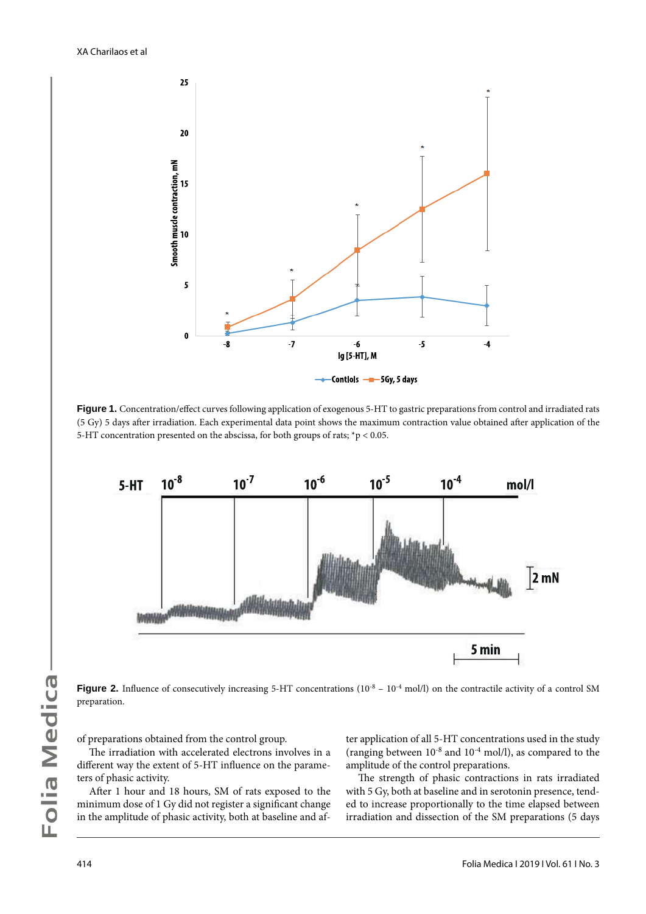**Figure 1.** Concentration/effect curves following application of exogenous 5-HT to gastric preparations from control and irradiated rats (5 Gy) 5 days after irradiation. Each experimental data point shows the maximum contraction value obtained after application of the 5-HT concentration presented on the abscissa, for both groups of rats; $^{*}p < 0.05$.

**Figure 2.** Influence of consecutively increasing 5-HT concentrations ($10^{-8}$ – $10^{-4}$ mol/l) on the contractile activity of a control SM preparation.

of preparations obtained from the control group.

The irradiation with accelerated electrons involves in a different way the extent of 5-HT influence on the parameters of phasic activity.

After 1 hour and 18 hours, SM of rats exposed to the minimum dose of 1 Gy did not register a significant change in the amplitude of phasic activity, both at baseline and after application of all 5-HT concentrations used in the study (ranging between $10^{-8}$ and $10^{-4}$ mol/l), as compared to the amplitude of the control preparations.

The strength of phasic contractions in rats irradiated with 5 Gy, both at baseline and in serotonin presence, tended to increase proportionally to the time elapsed between irradiation and dissection of the SM preparations (5 days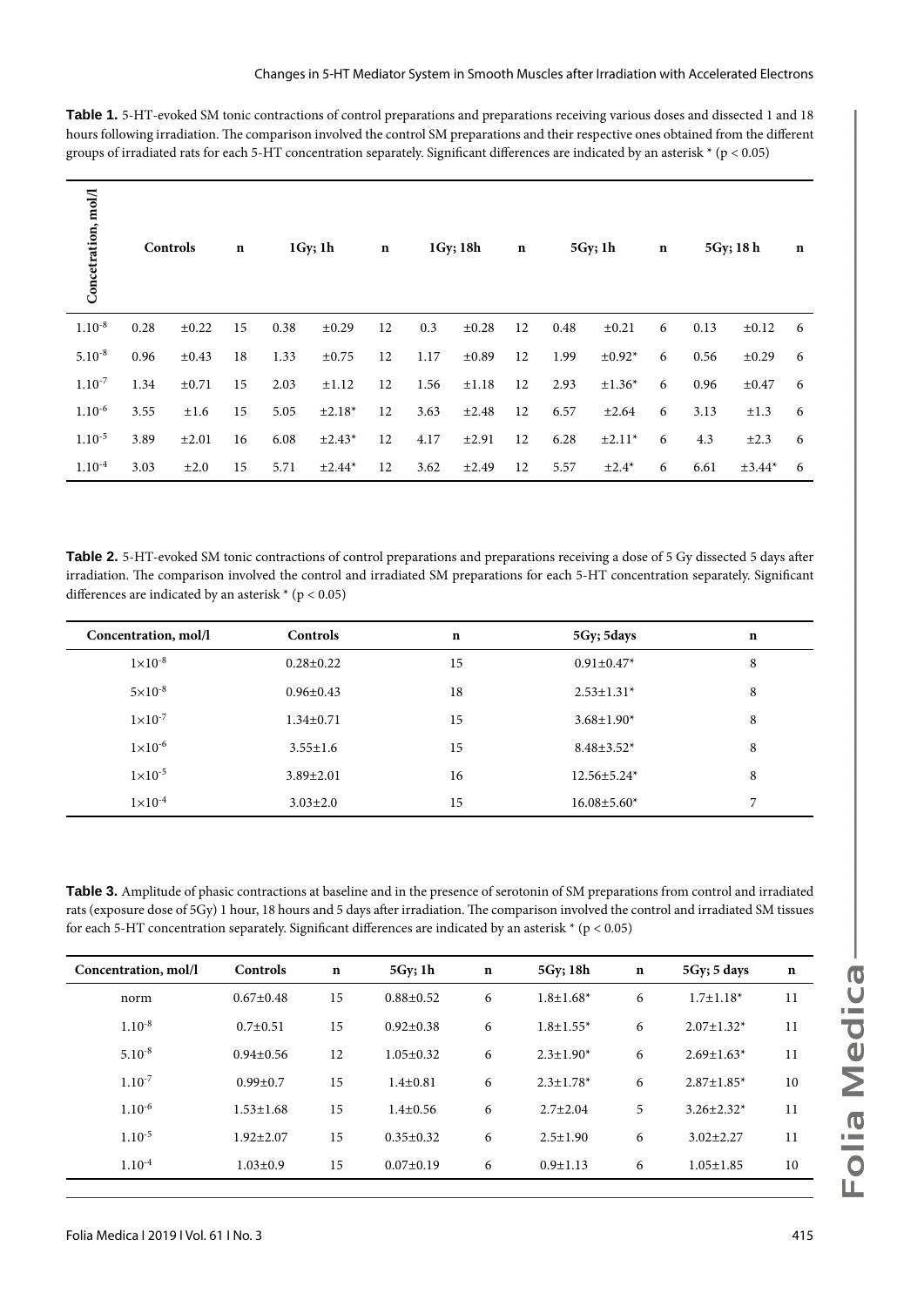**Table 1.** 5-HT-evoked SM tonic contractions of control preparations and preparations receiving various doses and dissected 1 and 18 hours following irradiation. The comparison involved the control SM preparations and their respective ones obtained from the different groups of irradiated rats for each 5-HT concentration separately. Significant differences are indicated by an asterisk * ($p < 0.05$)

| Concetration, mol/l | Controls | | n | 1Gy; 1h | | n | 1Gy; 18h | | n | 5Gy; 1h | | n | 5Gy; 18 h | | n |
|---|---|---|---|---|---|---|---|---|---|---|---|---|---|---|---|
| $1.10^{-8}$ | 0.28 | ±0.22 | 15 | 0.38 | ±0.29 | 12 | 0.3 | ±0.28 | 12 | 0.48 | ±0.21 | 6 | 0.13 | ±0.12 | 6 |
| $5.10^{-8}$ | 0.96 | ±0.43 | 18 | 1.33 | ±0.75 | 12 | 1.17 | ±0.89 | 12 | 1.99 | ±0.92* | 6 | 0.56 | ±0.29 | 6 |
| $1.10^{-7}$ | 1.34 | ±0.71 | 15 | 2.03 | ±1.12 | 12 | 1.56 | ±1.18 | 12 | 2.93 | ±1.36* | 6 | 0.96 | ±0.47 | 6 |
| $1.10^{-6}$ | 3.55 | ±1.6 | 15 | 5.05 | ±2.18* | 12 | 3.63 | ±2.48 | 12 | 6.57 | ±2.64 | 6 | 3.13 | ±1.3 | 6 |
| $1.10^{-5}$ | 3.89 | ±2.01 | 16 | 6.08 | ±2.43* | 12 | 4.17 | ±2.91 | 12 | 6.28 | ±2.11* | 6 | 4.3 | ±2.3 | 6 |
| $1.10^{-4}$ | 3.03 | ±2.0 | 15 | 5.71 | ±2.44* | 12 | 3.62 | ±2.49 | 12 | 5.57 | ±2.4* | 6 | 6.61 | ±3.44* | 6 |

**Table 2.** 5-HT-evoked SM tonic contractions of control preparations and preparations receiving a dose of 5 Gy dissected 5 days after irradiation. The comparison involved the control and irradiated SM preparations for each 5-HT concentration separately. Significant differences are indicated by an asterisk * ($p < 0.05$)

| Concentration, mol/l | Controls | n | 5Gy; 5days | n |
|---|---|---|---|---|
| $1\times10^{-8}$ | 0.28±0.22 | 15 | 0.91±0.47* | 8 |
| $5\times10^{-8}$ | 0.96±0.43 | 18 | 2.53±1.31* | 8 |
| $1\times10^{-7}$ | 1.34±0.71 | 15 | 3.68±1.90* | 8 |
| $1\times10^{-6}$ | 3.55±1.6 | 15 | 8.48±3.52* | 8 |
| $1\times10^{-5}$ | 3.89±2.01 | 16 | 12.56±5.24* | 8 |
| $1\times10^{-4}$ | 3.03±2.0 | 15 | 16.08±5.60* | 7 |

**Table 3.** Amplitude of phasic contractions at baseline and in the presence of serotonin of SM preparations from control and irradiated rats (exposure dose of 5Gy) 1 hour, 18 hours and 5 days after irradiation. The comparison involved the control and irradiated SM tissues for each 5-HT concentration separately. Significant differences are indicated by an asterisk * ($p < 0.05$)

| Concentration, mol/l | Controls | n | 5Gy; 1h | n | 5Gy; 18h | n | 5Gy; 5 days | n |
|---|---|---|---|---|---|---|---|---|
| norm | 0.67±0.48 | 15 | 0.88±0.52 | 6 | 1.8±1.68* | 6 | 1.7±1.18* | 11 |
| $1.10^{-8}$ | 0.7±0.51 | 15 | 0.92±0.38 | 6 | 1.8±1.55* | 6 | 2.07±1.32* | 11 |
| $5.10^{-8}$ | 0.94±0.56 | 12 | 1.05±0.32 | 6 | 2.3±1.90* | 6 | 2.69±1.63* | 11 |
| $1.10^{-7}$ | 0.99±0.7 | 15 | 1.4±0.81 | 6 | 2.3±1.78* | 6 | 2.87±1.85* | 10 |
| $1.10^{-6}$ | 1.53±1.68 | 15 | 1.4±0.56 | 6 | 2.7±2.04 | 5 | 3.26±2.32* | 11 |
| $1.10^{-5}$ | 1.92±2.07 | 15 | 0.35±0.32 | 6 | 2.5±1.90 | 6 | 3.02±2.27 | 11 |
| $1.10^{-4}$ | 1.03±0.9 | 15 | 0.07±0.19 | 6 | 0.9±1.13 | 6 | 1.05±1.85 | 10 |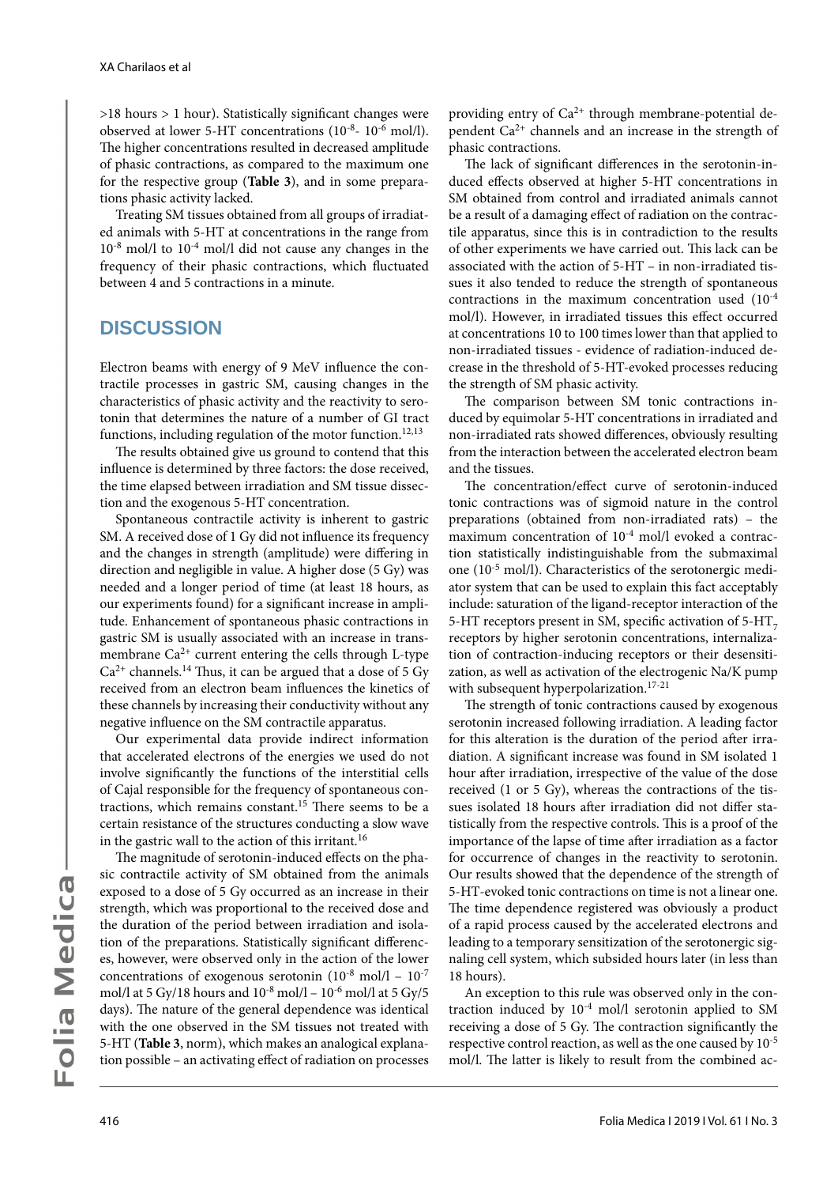>18 hours > 1 hour). Statistically significant changes were observed at lower 5-HT concentrations ($10^{-8}$- $10^{-6}$ mol/l). The higher concentrations resulted in decreased amplitude of phasic contractions, as compared to the maximum one for the respective group (**Table 3**), and in some preparations phasic activity lacked.

Treating SM tissues obtained from all groups of irradiated animals with 5-HT at concentrations in the range from $10^{-8}$ mol/l to $10^{-4}$ mol/l did not cause any changes in the frequency of their phasic contractions, which fluctuated between 4 and 5 contractions in a minute.

## DISCUSSION

Electron beams with energy of 9 MeV influence the contractile processes in gastric SM, causing changes in the characteristics of phasic activity and the reactivity to serotonin that determines the nature of a number of GI tract functions, including regulation of the motor function.[12,13]

The results obtained give us ground to contend that this influence is determined by three factors: the dose received, the time elapsed between irradiation and SM tissue dissection and the exogenous 5-HT concentration.

Spontaneous contractile activity is inherent to gastric SM. A received dose of 1 Gy did not influence its frequency and the changes in strength (amplitude) were differing in direction and negligible in value. A higher dose (5 Gy) was needed and a longer period of time (at least 18 hours, as our experiments found) for a significant increase in amplitude. Enhancement of spontaneous phasic contractions in gastric SM is usually associated with an increase in transmembrane $Ca^{2+}$ current entering the cells through L-type $Ca^{2+}$ channels.[14] Thus, it can be argued that a dose of 5 Gy received from an electron beam influences the kinetics of these channels by increasing their conductivity without any negative influence on the SM contractile apparatus.

Our experimental data provide indirect information that accelerated electrons of the energies we used do not involve significantly the functions of the interstitial cells of Cajal responsible for the frequency of spontaneous contractions, which remains constant.[15] There seems to be a certain resistance of the structures conducting a slow wave in the gastric wall to the action of this irritant.[16]

The magnitude of serotonin-induced effects on the phasic contractile activity of SM obtained from the animals exposed to a dose of 5 Gy occurred as an increase in their strength, which was proportional to the received dose and the duration of the period between irradiation and isolation of the preparations. Statistically significant differences, however, were observed only in the action of the lower concentrations of exogenous serotonin ($10^{-8}$ mol/l – $10^{-7}$ mol/l at 5 Gy/18 hours and $10^{-8}$ mol/l – $10^{-6}$ mol/l at 5 Gy/5 days). The nature of the general dependence was identical with the one observed in the SM tissues not treated with 5-HT (**Table 3**, norm), which makes an analogical explanation possible – an activating effect of radiation on processes providing entry of $Ca^{2+}$ through membrane-potential dependent $Ca^{2+}$ channels and an increase in the strength of phasic contractions.

The lack of significant differences in the serotonin-induced effects observed at higher 5-HT concentrations in SM obtained from control and irradiated animals cannot be a result of a damaging effect of radiation on the contractile apparatus, since this is in contradiction to the results of other experiments we have carried out. This lack can be associated with the action of 5-HT – in non-irradiated tissues it also tended to reduce the strength of spontaneous contractions in the maximum concentration used ($10^{-4}$ mol/l). However, in irradiated tissues this effect occurred at concentrations 10 to 100 times lower than that applied to non-irradiated tissues - evidence of radiation-induced decrease in the threshold of 5-HT-evoked processes reducing the strength of SM phasic activity.

The comparison between SM tonic contractions induced by equimolar 5-HT concentrations in irradiated and non-irradiated rats showed differences, obviously resulting from the interaction between the accelerated electron beam and the tissues.

The concentration/effect curve of serotonin-induced tonic contractions was of sigmoid nature in the control preparations (obtained from non-irradiated rats) – the maximum concentration of $10^{-4}$ mol/l evoked a contraction statistically indistinguishable from the submaximal one ($10^{-5}$ mol/l). Characteristics of the serotonergic mediator system that can be used to explain this fact acceptably include: saturation of the ligand-receptor interaction of the 5-HT receptors present in SM, specific activation of $5\text{-HT}_7$ receptors by higher serotonin concentrations, internalization of contraction-inducing receptors or their desensitization, as well as activation of the electrogenic Na/K pump with subsequent hyperpolarization.[17-21]

The strength of tonic contractions caused by exogenous serotonin increased following irradiation. A leading factor for this alteration is the duration of the period after irradiation. A significant increase was found in SM isolated 1 hour after irradiation, irrespective of the value of the dose received (1 or 5 Gy), whereas the contractions of the tissues isolated 18 hours after irradiation did not differ statistically from the respective controls. This is a proof of the importance of the lapse of time after irradiation as a factor for occurrence of changes in the reactivity to serotonin. Our results showed that the dependence of the strength of 5-HT-evoked tonic contractions on time is not a linear one. The time dependence registered was obviously a product of a rapid process caused by the accelerated electrons and leading to a temporary sensitization of the serotonergic signaling cell system, which subsided hours later (in less than 18 hours).

An exception to this rule was observed only in the contraction induced by $10^{-4}$ mol/l serotonin applied to SM receiving a dose of 5 Gy. The contraction significantly the respective control reaction, as well as the one caused by $10^{-5}$ mol/l. The latter is likely to result from the combined ac-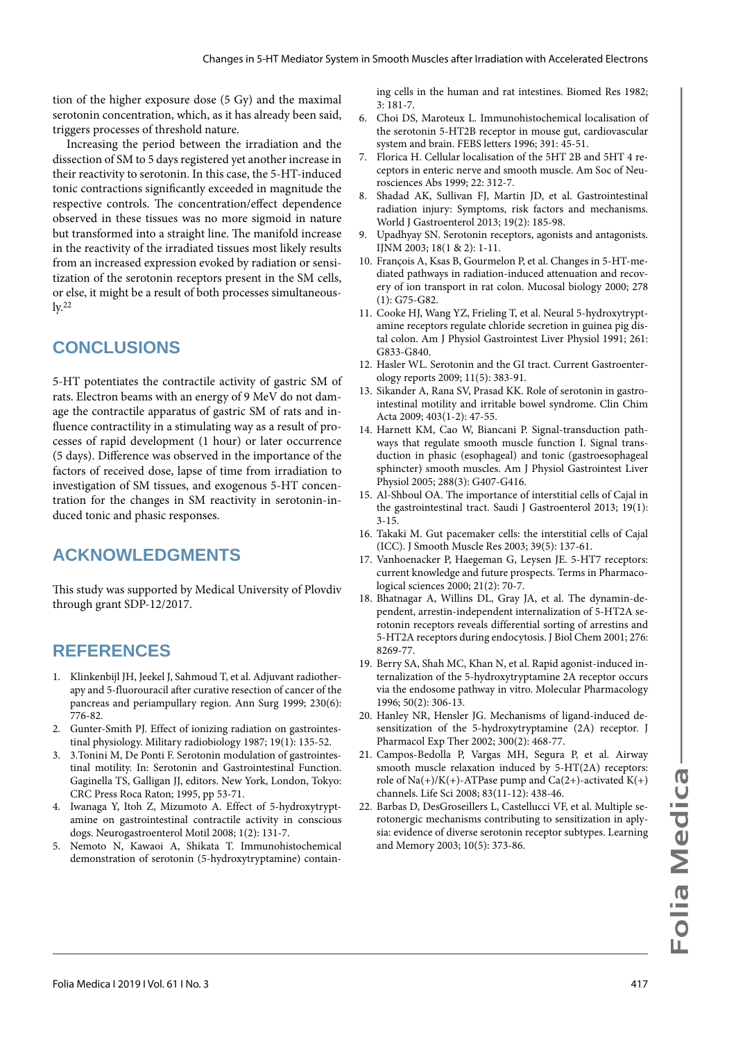tion of the higher exposure dose (5 Gy) and the maximal serotonin concentration, which, as it has already been said, triggers processes of threshold nature.

Increasing the period between the irradiation and the dissection of SM to 5 days registered yet another increase in their reactivity to serotonin. In this case, the 5-HT-induced tonic contractions significantly exceeded in magnitude the respective controls. The concentration/effect dependence observed in these tissues was no more sigmoid in nature but transformed into a straight line. The manifold increase in the reactivity of the irradiated tissues most likely results from an increased expression evoked by radiation or sensitization of the serotonin receptors present in the SM cells, or else, it might be a result of both processes simultaneously.[22]

## CONCLUSIONS

5-HT potentiates the contractile activity of gastric SM of rats. Electron beams with an energy of 9 MeV do not damage the contractile apparatus of gastric SM of rats and influence contractility in a stimulating way as a result of processes of rapid development (1 hour) or later occurrence (5 days). Difference was observed in the importance of the factors of received dose, lapse of time from irradiation to investigation of SM tissues, and exogenous 5-HT concentration for the changes in SM reactivity in serotonin-induced tonic and phasic responses.

## ACKNOWLEDGMENTS

This study was supported by Medical University of Plovdiv through grant SDP-12/2017.

## REFERENCES

1. Klinkenbijl JH, Jeekel J, Sahmoud T, et al. Adjuvant radiotherapy and 5-fluorouracil after curative resection of cancer of the pancreas and periampullary region. Ann Surg 1999; 230(6): 776-82.
2. Gunter-Smith PJ. Effect of ionizing radiation on gastrointestinal physiology. Military radiobiology 1987; 19(1): 135-52.
3. 3.Tonini M, De Ponti F. Serotonin modulation of gastrointestinal motility. In: Serotonin and Gastrointestinal Function. Gaginella TS, Galligan JJ, editors. New York, London, Tokyo: CRC Press Roca Raton; 1995, pp 53-71.
4. Iwanaga Y, Itoh Z, Mizumoto A. Effect of 5-hydroxytryptamine on gastrointestinal contractile activity in conscious dogs. Neurogastroenterol Motil 2008; 1(2): 131-7.
5. Nemoto N, Kawaoi A, Shikata T. Immunohistochemical demonstration of serotonin (5-hydroxytryptamine) containing cells in the human and rat intestines. Biomed Res 1982; 3: 181-7.
6. Choi DS, Maroteux L. Immunohistochemical localisation of the serotonin 5-HT2B receptor in mouse gut, cardiovascular system and brain. FEBS letters 1996; 391: 45-51.
7. Florica H. Cellular localisation of the 5HT 2B and 5HT 4 receptors in enteric nerve and smooth muscle. Am Soc of Neurosciences Abs 1999; 22: 312-7.
8. Shadad AK, Sullivan FJ, Martin JD, et al. Gastrointestinal radiation injury: Symptoms, risk factors and mechanisms. World J Gastroenterol 2013; 19(2): 185-98.
9. Upadhyay SN. Serotonin receptors, agonists and antagonists. IJNM 2003; 18(1 & 2): 1-11.
10. François A, Ksas B, Gourmelon P, et al. Changes in 5-HT-mediated pathways in radiation-induced attenuation and recovery of ion transport in rat colon. Mucosal biology 2000; 278 (1): G75-G82.
11. Cooke HJ, Wang YZ, Frieling T, et al. Neural 5-hydroxytryptamine receptors regulate chloride secretion in guinea pig distal colon. Am J Physiol Gastrointest Liver Physiol 1991; 261: G833-G840.
12. Hasler WL. Serotonin and the GI tract. Current Gastroenterology reports 2009; 11(5): 383-91.
13. Sikander A, Rana SV, Prasad KK. Role of serotonin in gastrointestinal motility and irritable bowel syndrome. Clin Chim Acta 2009; 403(1-2): 47-55.
14. Harnett KM, Cao W, Biancani P. Signal-transduction pathways that regulate smooth muscle function I. Signal transduction in phasic (esophageal) and tonic (gastroesophageal sphincter) smooth muscles. Am J Physiol Gastrointest Liver Physiol 2005; 288(3): G407-G416.
15. Al-Shboul OA. The importance of interstitial cells of Cajal in the gastrointestinal tract. Saudi J Gastroenterol 2013; 19(1): 3-15.
16. Takaki M. Gut pacemaker cells: the interstitial cells of Cajal (ICC). J Smooth Muscle Res 2003; 39(5): 137-61.
17. Vanhoenacker P, Haegeman G, Leysen JE. 5-HT7 receptors: current knowledge and future prospects. Terms in Pharmacological sciences 2000; 21(2): 70-7.
18. Bhatnagar A, Willins DL, Gray JA, et al. The dynamin-dependent, arrestin-independent internalization of 5-HT2A serotonin receptors reveals differential sorting of arrestins and 5-HT2A receptors during endocytosis. J Biol Chem 2001; 276: 8269-77.
19. Berry SA, Shah MC, Khan N, et al. Rapid agonist-induced internalization of the 5-hydroxytryptamine 2A receptor occurs via the endosome pathway in vitro. Molecular Pharmacology 1996; 50(2): 306-13.
20. Hanley NR, Hensler JG. Mechanisms of ligand-induced desensitization of the 5-hydroxytryptamine (2A) receptor. J Pharmacol Exp Ther 2002; 300(2): 468-77.
21. Campos-Bedolla P, Vargas MH, Segura P, et al. Airway smooth muscle relaxation induced by 5-HT(2A) receptors: role of $Na(+)/K(+)$-ATPase pump and $Ca(2+)$-activated $K(+)$ channels. Life Sci 2008; 83(11-12): 438-46.
22. Barbas D, DesGroseillers L, Castellucci VF, et al. Multiple serotonergic mechanisms contributing to sensitization in aplysia: evidence of diverse serotonin receptor subtypes. Learning and Memory 2003; 10(5): 373-86.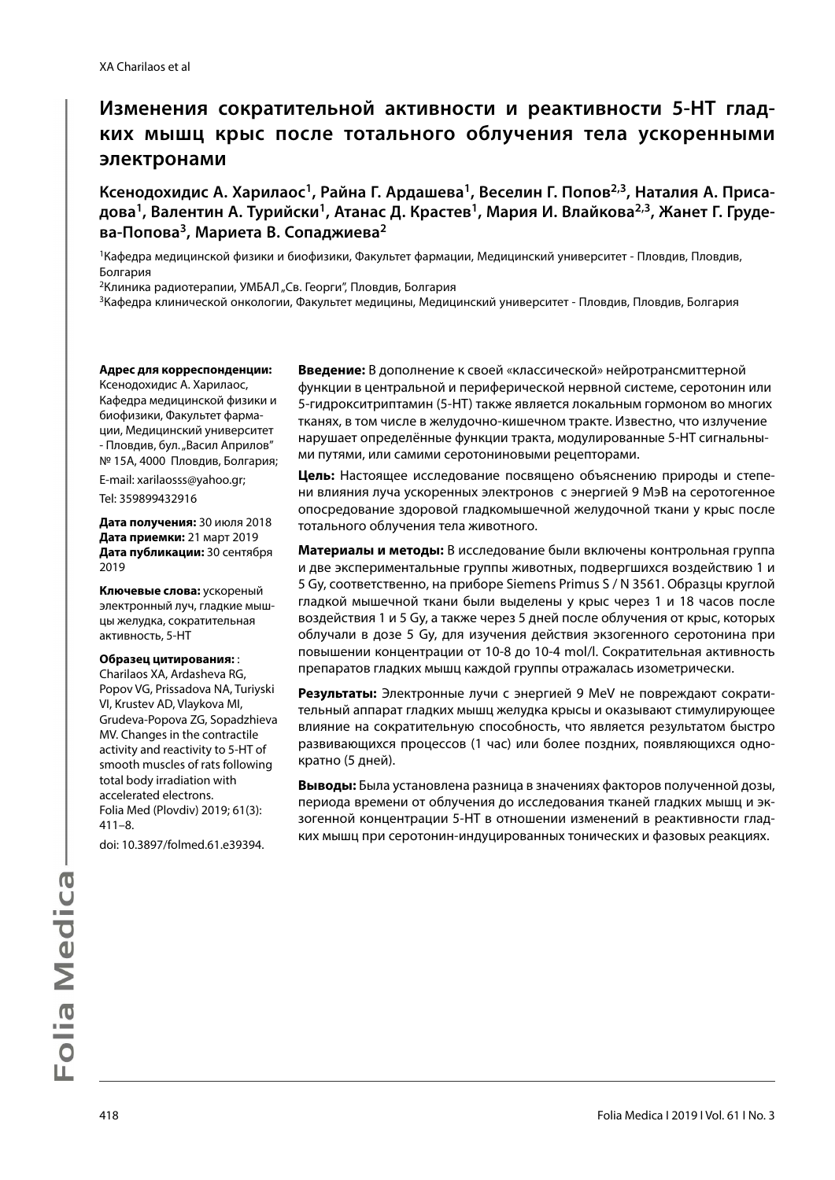# Изменения сократительной активности и реактивности 5-HT гладких мышц крыс после тотального облучения тела ускоренными электронами

**Ксенодохидис А. Харилаос[1], Райна Г. Ардашева[1], Веселин Г. Попов[2,3], Наталия А. Присадова[1], Валентин А. Турийски[1], Атанас Д. Крастев[1], Мария И. Влайкова[2,3], Жанет Г. Грудева-Попова[3], Мариета В. Сопаджиева[2]**

[1]Кафедра медицинской физики и биофизики, Факультет фармации, Медицинский университет - Пловдив, Пловдив, Болгария

[2]Клиника радиотерапии, УМБАЛ „Св. Георги", Пловдив, Болгария

[3]Кафедра клинической онкологии, Факультет медицины, Медицинский университет - Пловдив, Пловдив, Болгария

**Адрес для корреспонденции:**
Ксенодохидис А. Харилаос, Кафедра медицинской физики и биофизики, Факультет фармации, Медицинский университет - Пловдив, бул. „Васил Априлов" № 15А, 4000 Пловдив, Болгария;

E-mail: xarilaosss@yahoo.gr;

Tel: 359899432916

**Дата получения:** 30 июля 2018
**Дата приемки:** 21 март 2019
**Дата публикации:** 30 сентября 2019

**Ключевые слова:** ускореный электронный луч, гладкие мышцы желудка, сократительная активность, 5-HT

**Образец цитирования:** :
Charilaos XA, Ardasheva RG, Popov VG, Prissadova NA, Turiyski VI, Krustev AD, Vlaykova MI, Grudeva-Popova ZG, Sopadzhieva MV. Changes in the contractile activity and reactivity to 5-HT of smooth muscles of rats following total body irradiation with accelerated electrons.
Folia Med (Plovdiv) 2019; 61(3): 411–8.

doi: 10.3897/folmed.61.e39394.

**Введение:** В дополнение к своей «классической» нейротрансмиттерной функции в центральной и периферической нервной системе, серотонин или 5-гидрокситриптамин (5-HT) также является локальным гормоном во многих тканях, в том числе в желудочно-кишечном тракте. Известно, что излучение нарушает определённые функции тракта, модулированные 5-HT сигнальными путями, или самими серотониновыми рецепторами.

**Цель:** Настоящее исследование посвящено объяснению природы и степени влияния луча ускоренных электронов с энергией 9 МэВ на серотогенное опосредование здоровой гладкомышечной желудочной ткани у крыс после тотального облучения тела животного.

**Материалы и методы:** В исследование были включены контрольная группа и две экспериментальные группы животных, подвергшихся воздействию 1 и 5 Gy, соответственно, на приборе Siemens Primus S / N 3561. Образцы круглой гладкой мышечной ткани были выделены у крыс через 1 и 18 часов после воздействия 1 и 5 Gy, а также через 5 дней после облучения от крыс, которых облучали в дозе 5 Gy, для изучения действия экзогенного серотонина при повышении концентрации от 10-8 до 10-4 mol/l. Сократительная активность препаратов гладких мышц каждой группы отражалась изометрически.

**Результаты:** Электронные лучи с энергией 9 MeV не повреждают сократительный аппарат гладких мышц желудка крысы и оказывают стимулирующее влияние на сократительную способность, что является результатом быстро развивающихся процессов (1 час) или более поздних, появляющихся однократно (5 дней).

**Выводы:** Была установлена разница в значениях факторов полученной дозы, периода времени от облучения до исследования тканей гладких мышц и экзогенной концентрации 5-HT в отношении изменений в реактивности гладких мышц при серотонин-индуцированных тонических и фазовых реакциях.